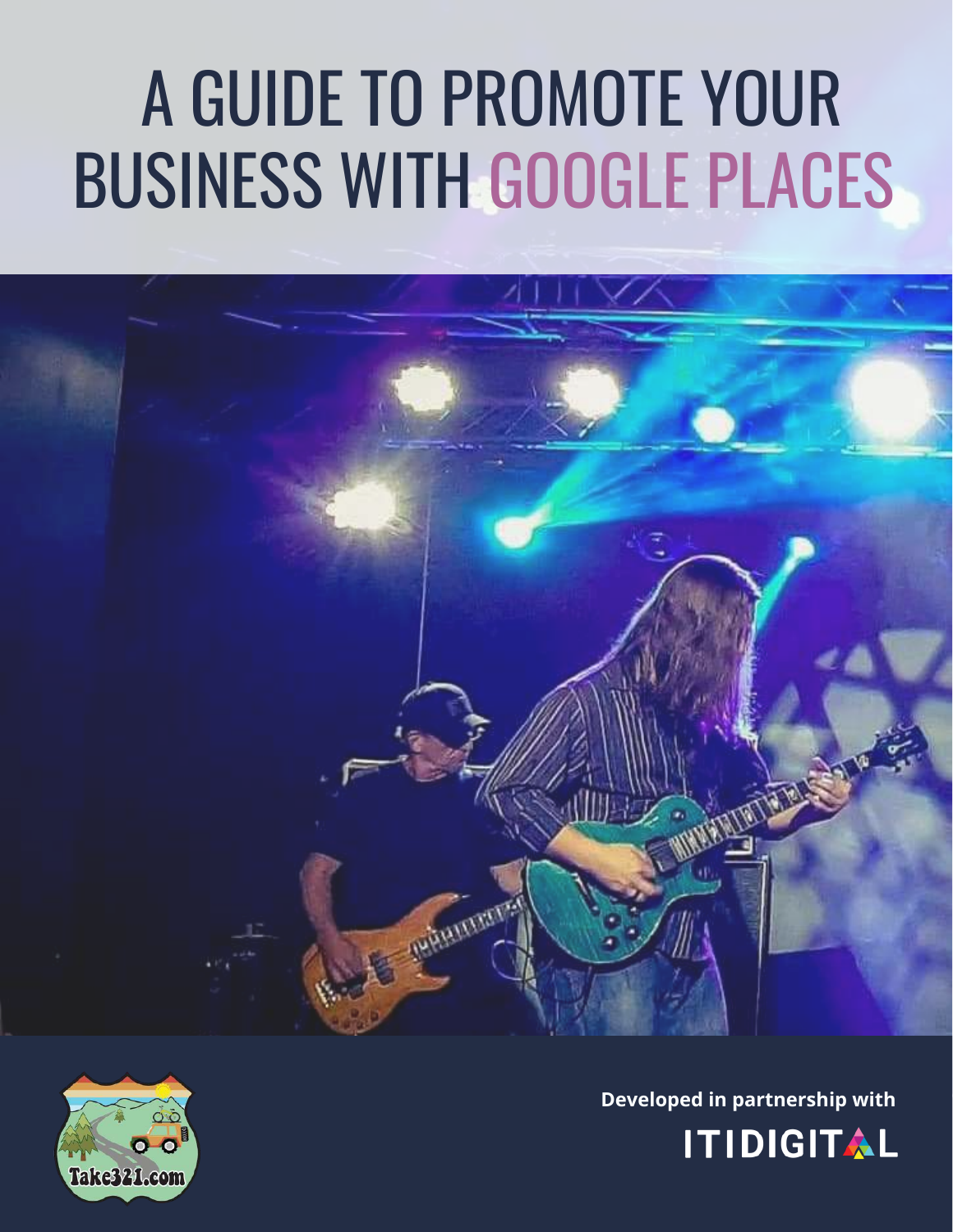# A GUIDE TO PROMOTE YOUR BUSINESS WITH GOOGLE PLACES

Take321.com

**Developed in partnership with**

**ITIDIGITAL**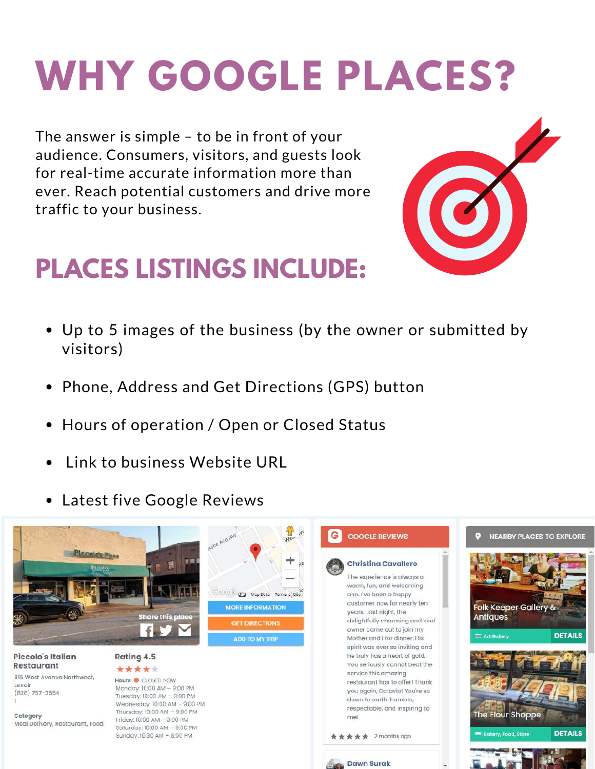# WHY GOOGLE PLACES?

The answer is simple – to be in front of your audience. Consumers, visitors, and guests look for real-time accurate information more than ever. Reach potential customers and drive more traffic to your business.

## PLACES LISTINGS INCLUDE:

- Up to 5 images of the business (by the owner or submitted by visitors)
- Phone, Address and Get Directions (GPS) button
- Hours of operation / Open or Closed Status
- Link to business Website URL
- Latest five Google Reviews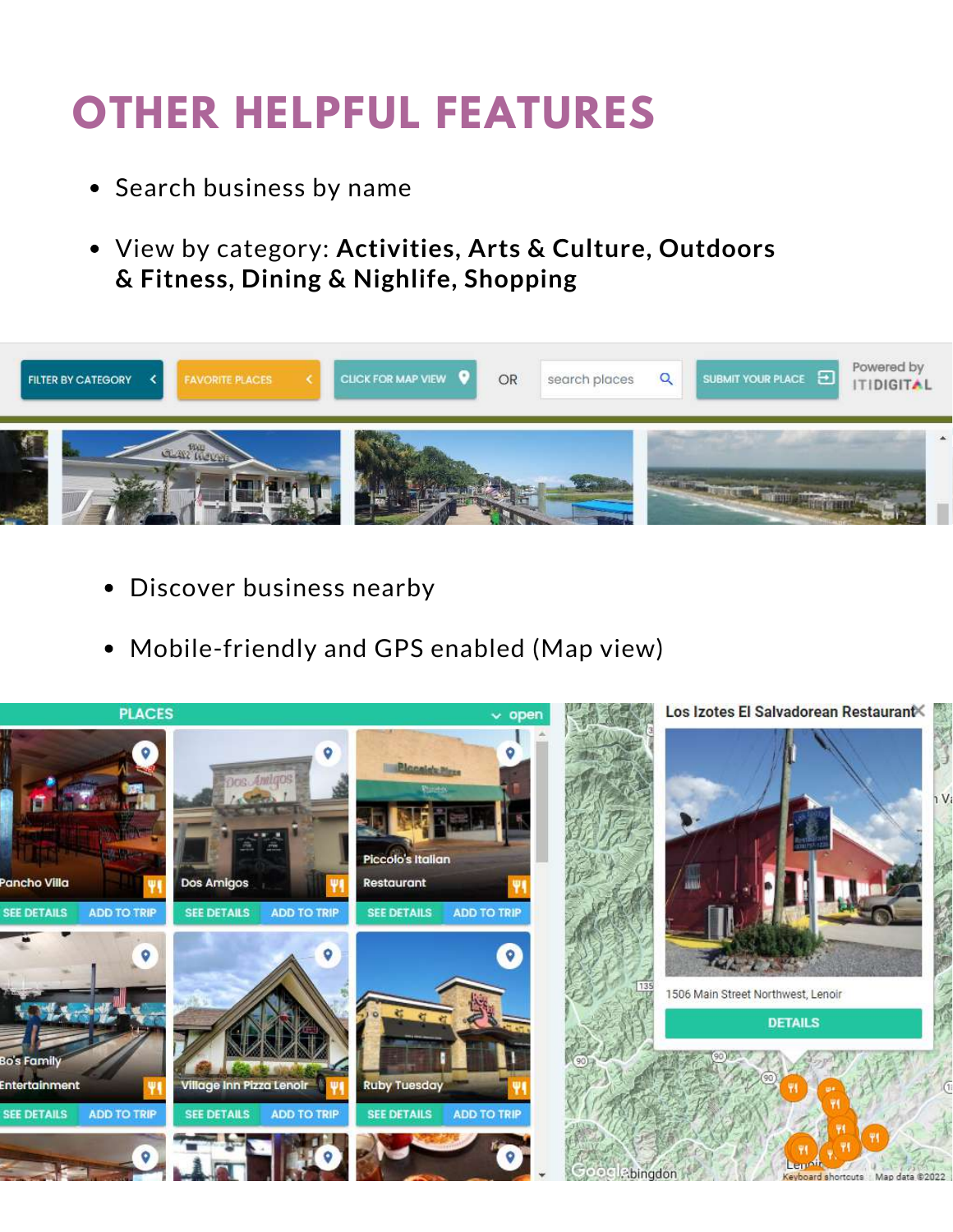# OTHER HELPFUL FEATURES

- Search business by name
- View by category: **Activities, Arts & Culture, Outdoors & Fitness, Dining & Nighlife, Shopping**

- Discover business nearby
- Mobile-friendly and GPS enabled (Map view)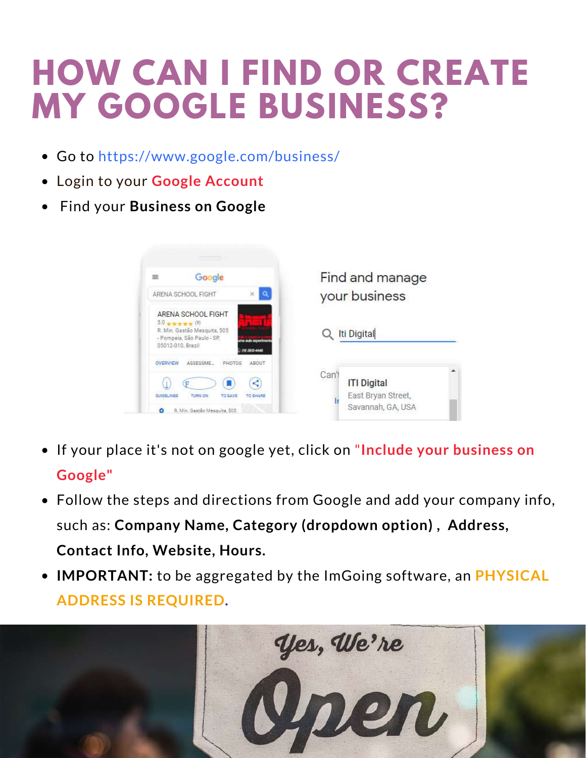# HOW CAN I FIND OR CREATE MY GOOGLE BUSINESS?

- Go to https://www.google.com/business/
- Login to your **Google Account**
- Find your **Business on Google**

- If your place it's not on google yet, click on **"Include your business on Google"**
- Follow the steps and directions from Google and add your company info, such as: **Company Name, Category (dropdown option) , Address, Contact Info, Website, Hours.**
- **IMPORTANT:** to be aggregated by the ImGoing software, an **PHYSICAL ADDRESS IS REQUIRED.**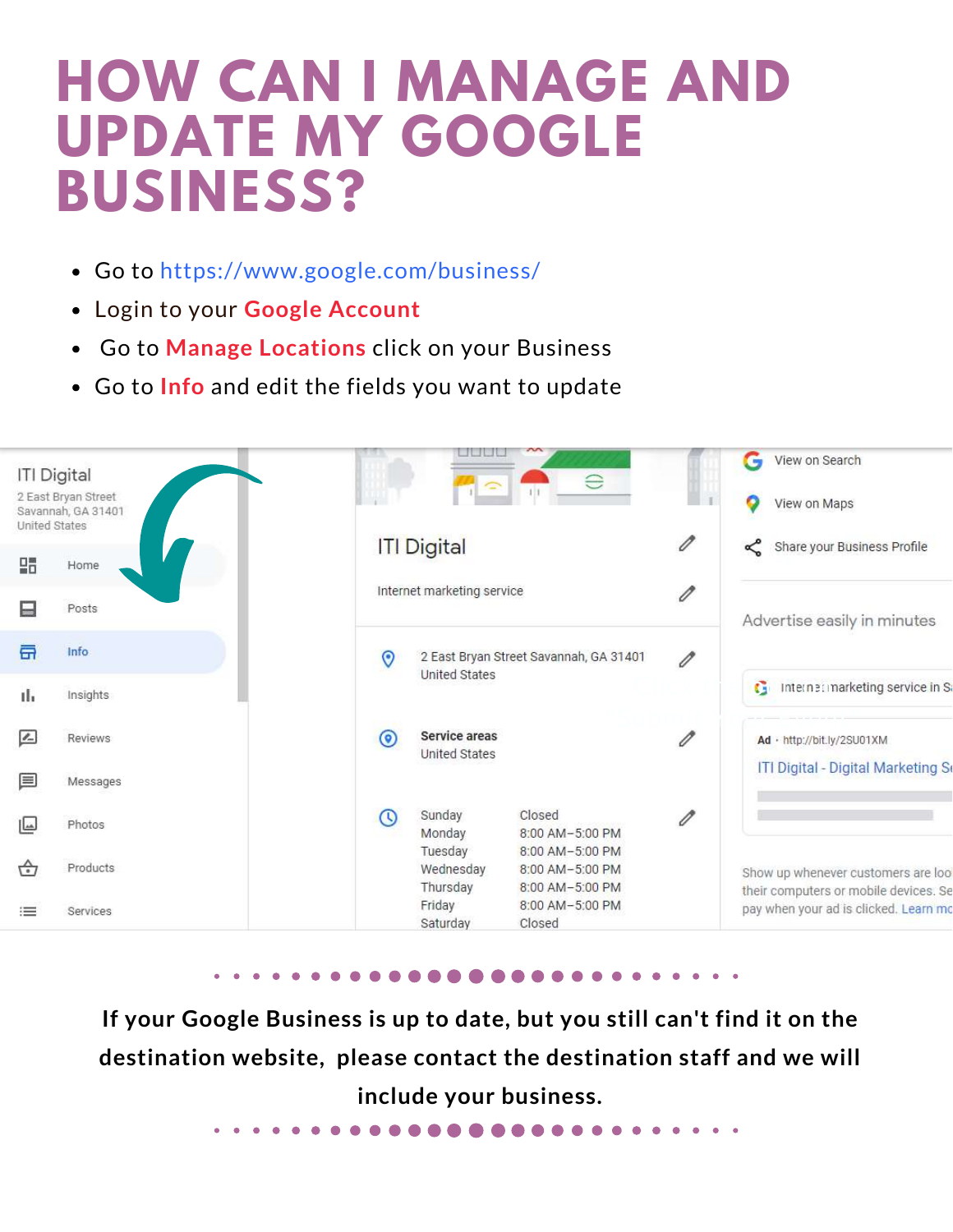# HOW CAN I MANAGE AND UPDATE MY GOOGLE BUSINESS?

- Go to https://www.google.com/business/
- Login to your **Google Account**
- Go to **Manage Locations** click on your Business
- Go to **Info** and edit the fields you want to update

**If your Google Business is up to date, but you still can't find it on the destination website, please contact the destination staff and we will include your business.**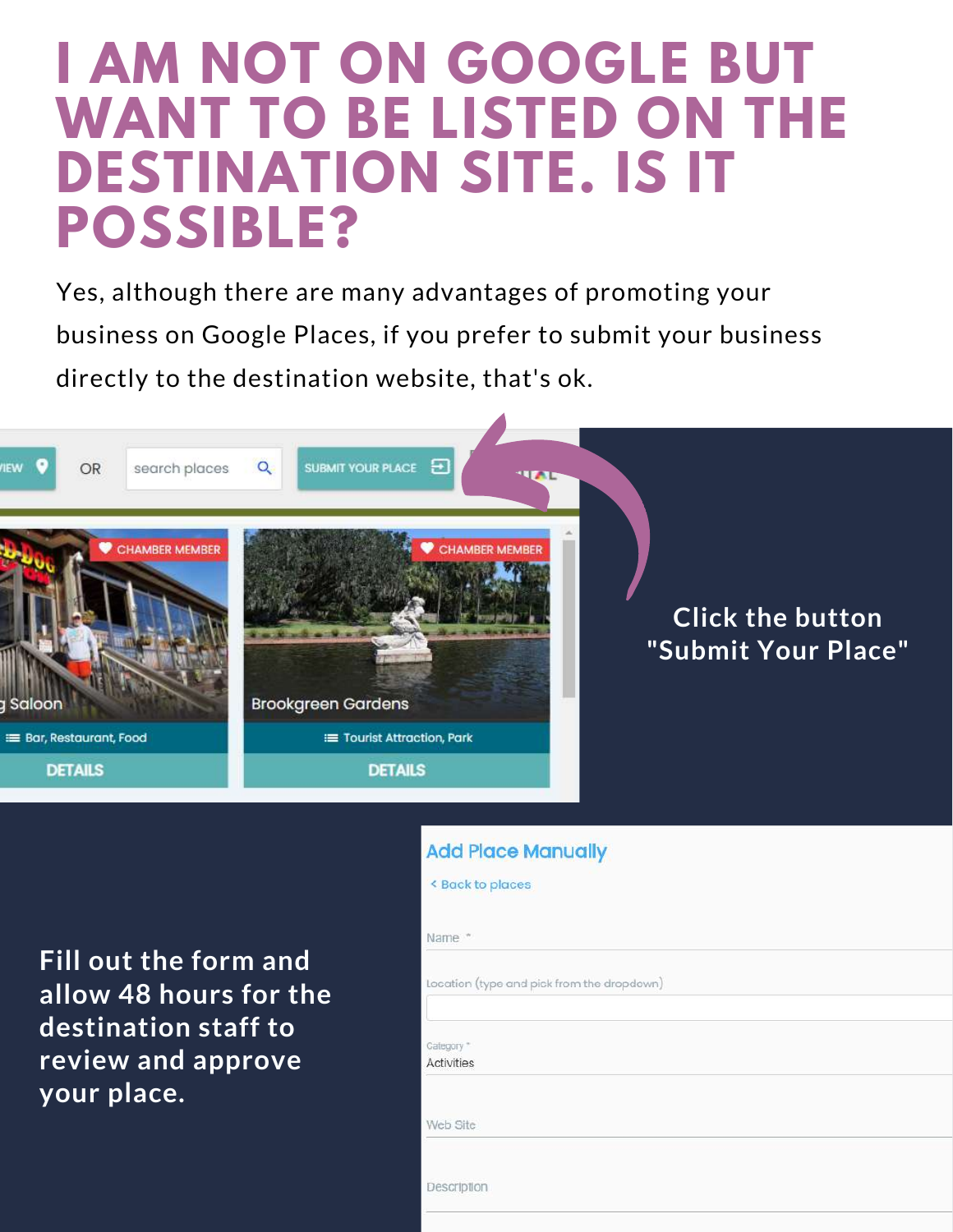# I AM NOT ON GOOGLE BUT WANT TO BE LISTED ON THE DESTINATION SITE. IS IT POSSIBLE?

Yes, although there are many advantages of promoting your business on Google Places, if you prefer to submit your business directly to the destination website, that's ok.

Click the button "Submit Your Place"

Fill out the form and allow 48 hours for the destination staff to review and approve your place.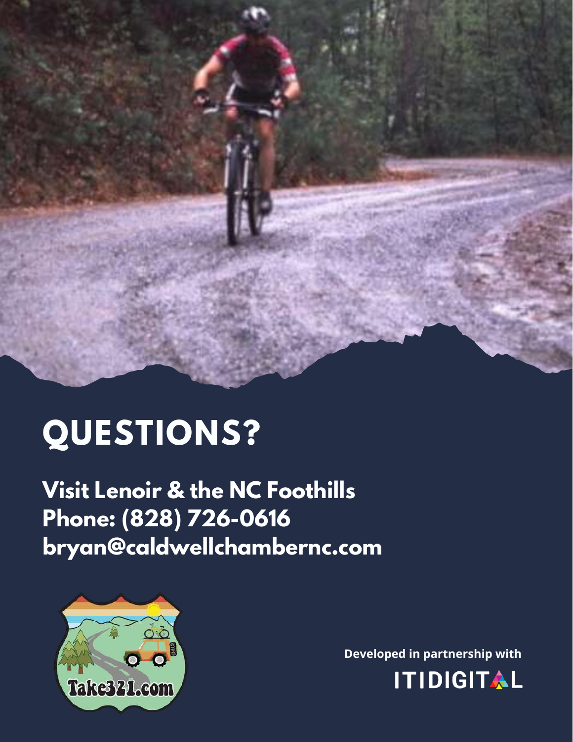# QUESTIONS?

**Visit Lenoir & the NC Foothills**
**Phone: (828) 726-0616**
**bryan@caldwellchambernc.com**

Take321.com

**Developed in partnership with**
**ITIDIGITAL**